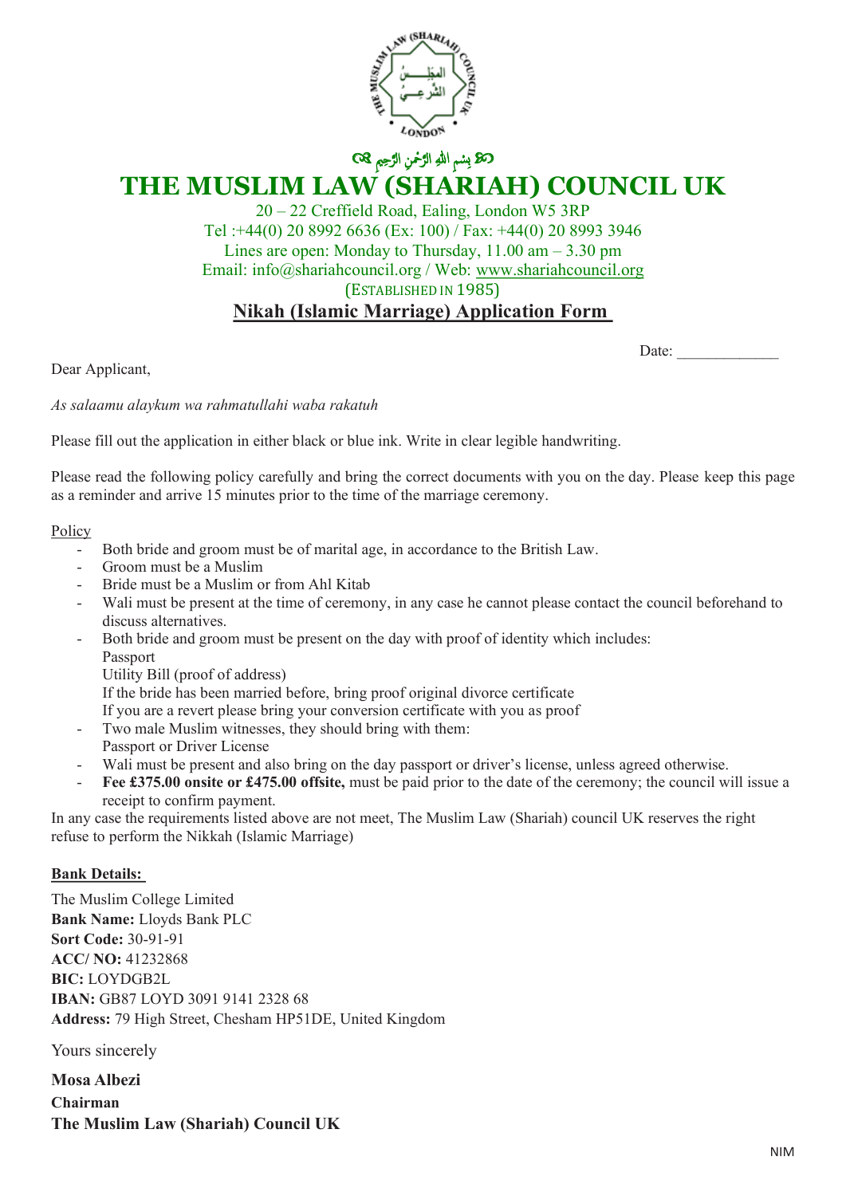﴾ بِسمِ اللهِ الرَّحمٰنِ الرَّحِيمِ ﴿

# THE MUSLIM LAW (SHARIAH) COUNCIL UK

20 – 22 Creffield Road, Ealing, London W5 3RP
Tel :+44(0) 20 8992 6636 (Ex: 100) / Fax: +44(0) 20 8993 3946
Lines are open: Monday to Thursday, 11.00 am – 3.30 pm
Email: info@shariahcouncil.org / Web: www.shariahcouncil.org
(ESTABLISHED IN 1985)

## Nikah (Islamic Marriage) Application Form

Date: _____________

Dear Applicant,

*As salaamu alaykum wa rahmatullahi waba rakatuh*

Please fill out the application in either black or blue ink. Write in clear legible handwriting.

Please read the following policy carefully and bring the correct documents with you on the day. Please keep this page as a reminder and arrive 15 minutes prior to the time of the marriage ceremony.

Policy

- Both bride and groom must be of marital age, in accordance to the British Law.
- Groom must be a Muslim
- Bride must be a Muslim or from Ahl Kitab
- Wali must be present at the time of ceremony, in any case he cannot please contact the council beforehand to discuss alternatives.
- Both bride and groom must be present on the day with proof of identity which includes:
  Passport
  Utility Bill (proof of address)
  If the bride has been married before, bring proof original divorce certificate
  If you are a revert please bring your conversion certificate with you as proof
- Two male Muslim witnesses, they should bring with them:
  Passport or Driver License
- Wali must be present and also bring on the day passport or driver's license, unless agreed otherwise.
- **Fee £375.00 onsite or £475.00 offsite,** must be paid prior to the date of the ceremony; the council will issue a receipt to confirm payment.

In any case the requirements listed above are not meet, The Muslim Law (Shariah) council UK reserves the right refuse to perform the Nikkah (Islamic Marriage)

**Bank Details:**

The Muslim College Limited
**Bank Name:** Lloyds Bank PLC
**Sort Code:** 30-91-91
**ACC/ NO:** 41232868
**BIC:** LOYDGB2L
**IBAN:** GB87 LOYD 3091 9141 2328 68
**Address:** 79 High Street, Chesham HP51DE, United Kingdom

Yours sincerely

**Mosa Albezi**
**Chairman**
**The Muslim Law (Shariah) Council UK**

NIM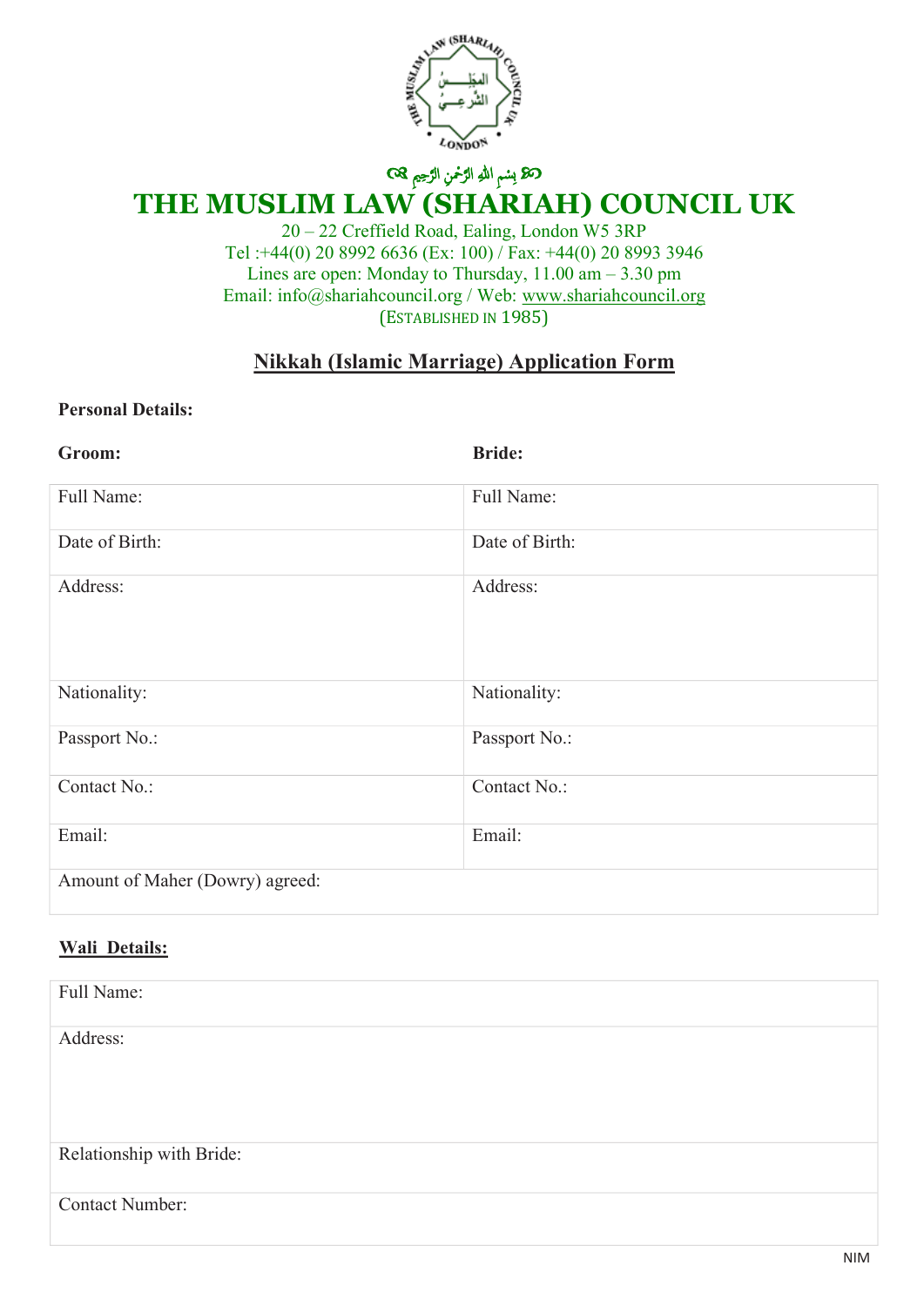۞ بِسمِ اللهِ الرَّحمنِ الرَّحِيمِ ۞

# THE MUSLIM LAW (SHARIAH) COUNCIL UK

20 – 22 Creffield Road, Ealing, London W5 3RP
Tel :+44(0) 20 8992 6636 (Ex: 100) / Fax: +44(0) 20 8993 3946
Lines are open: Monday to Thursday, 11.00 am – 3.30 pm
Email: info@shariahcouncil.org / Web: www.shariahcouncil.org
(ESTABLISHED IN 1985)

## Nikkah (Islamic Marriage) Application Form

**Personal Details:**

| **Groom:** | **Bride:** |
|---|---|
| Full Name: | Full Name: |
| Date of Birth: | Date of Birth: |
| Address: | Address: |
| Nationality: | Nationality: |
| Passport No.: | Passport No.: |
| Contact No.: | Contact No.: |
| Email: | Email: |
| Amount of Maher (Dowry) agreed: | |

**Wali Details:**

| |
|---|
| Full Name: |
| Address: |
| Relationship with Bride: |
| Contact Number: |

NIM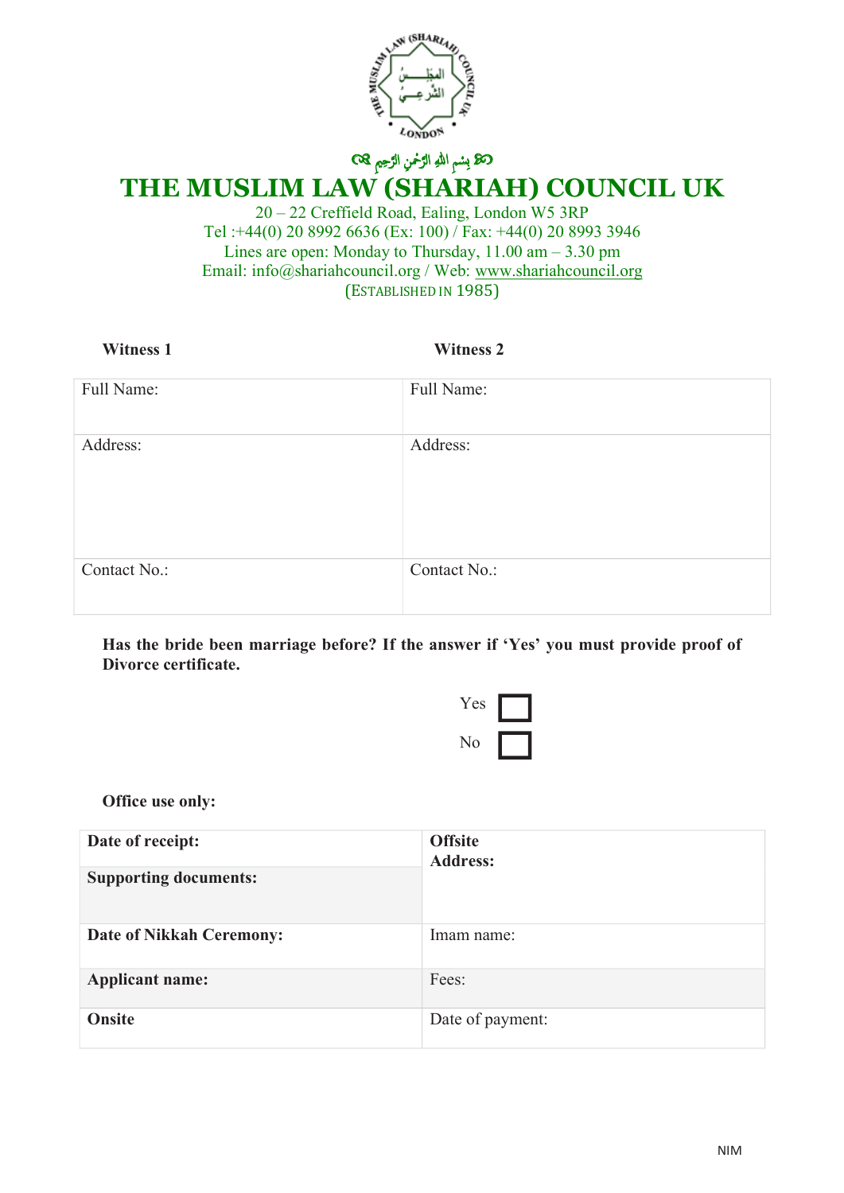﷽ بسم الله الرحمن الرحيم

# THE MUSLIM LAW (SHARIAH) COUNCIL UK

20 – 22 Creffield Road, Ealing, London W5 3RP
Tel :+44(0) 20 8992 6636 (Ex: 100) / Fax: +44(0) 20 8993 3946
Lines are open: Monday to Thursday, 11.00 am – 3.30 pm
Email: info@shariahcouncil.org / Web: www.shariahcouncil.org
(ESTABLISHED IN 1985)

| **Witness 1** | **Witness 2** |
|---|---|
| Full Name: | Full Name: |
| Address: | Address: |
| Contact No.: | Contact No.: |

**Has the bride been marriage before? If the answer if 'Yes' you must provide proof of Divorce certificate.**

Yes ☐

No ☐

**Office use only:**

| | |
|---|---|
| **Date of receipt:** | **Offsite Address:** |
| **Supporting documents:** | |
| **Date of Nikkah Ceremony:** | Imam name: |
| **Applicant name:** | Fees: |
| **Onsite** | Date of payment: |

NIM